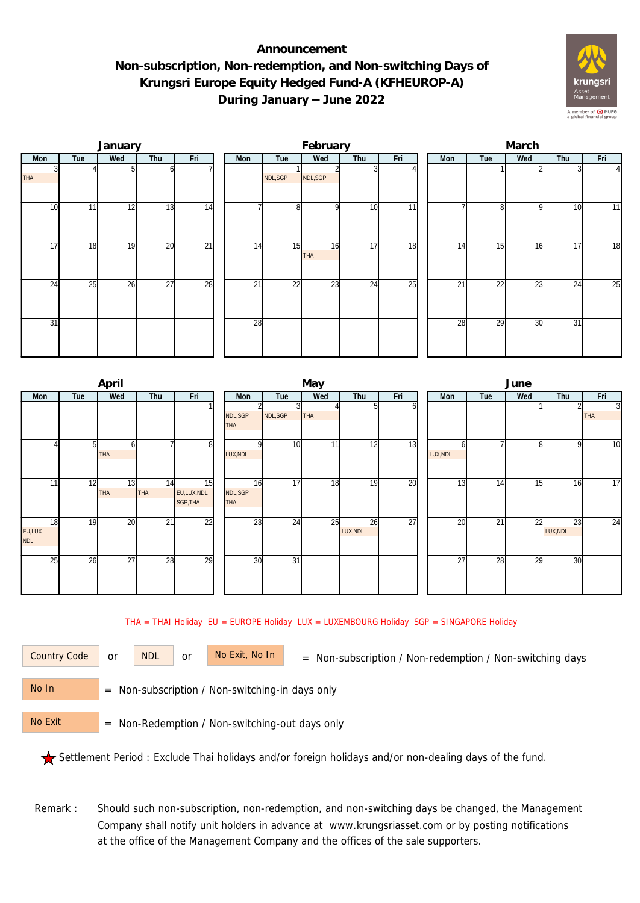# Announcement
## Non-subscription, Non-redemption, and Non-switching Days of Krungsri Europe Equity Hedged Fund-A (KFHEUROP-A) During January – June 2022

### January

| Mon | Tue | Wed | Thu | Fri |
|---|---|---|---|---|
| 3 THA | 4 | 5 | 6 | 7 |
| 10 | 11 | 12 | 13 | 14 |
| 17 | 18 | 19 | 20 | 21 |
| 24 | 25 | 26 | 27 | 28 |
| 31 | | | | |

### February

| Mon | Tue | Wed | Thu | Fri |
|---|---|---|---|---|
| | 1 NDL,SGP | 2 NDL,SGP | 3 | 4 |
| 7 | 8 | 9 | 10 | 11 |
| 14 | 15 | 16 THA | 17 | 18 |
| 21 | 22 | 23 | 24 | 25 |
| 28 | | | | |

### March

| Mon | Tue | Wed | Thu | Fri |
|---|---|---|---|---|
| | 1 | 2 | 3 | 4 |
| 7 | 8 | 9 | 10 | 11 |
| 14 | 15 | 16 | 17 | 18 |
| 21 | 22 | 23 | 24 | 25 |
| 28 | 29 | 30 | 31 | |

### April

| Mon | Tue | Wed | Thu | Fri |
|---|---|---|---|---|
| | | | | 1 |
| 4 | 5 | 6 THA | 7 | 8 |
| 11 | 12 | 13 THA | 14 THA | 15 EU,LUX,NDL SGP,THA |
| 18 EU,LUX NDL | 19 | 20 | 21 | 22 |
| 25 | 26 | 27 | 28 | 29 |

### May

| Mon | Tue | Wed | Thu | Fri |
|---|---|---|---|---|
| 2 NDL,SGP THA | 3 NDL,SGP | 4 THA | 5 | 6 |
| 9 LUX,NDL | 10 | 11 | 12 | 13 |
| 16 NDL,SGP THA | 17 | 18 | 19 | 20 |
| 23 | 24 | 25 | 26 LUX,NDL | 27 |
| 30 | 31 | | | |

### June

| Mon | Tue | Wed | Thu | Fri |
|---|---|---|---|---|
| | | 1 | 2 | 3 THA |
| 6 LUX,NDL | 7 | 8 | 9 | 10 |
| 13 | 14 | 15 | 16 | 17 |
| 20 | 21 | 22 | 23 LUX,NDL | 24 |
| 27 | 28 | 29 | 30 | |

THA = THAI Holiday EU = EUROPE Holiday LUX = LUXEMBOURG Holiday SGP = SINGAPORE Holiday

Country Code or NDL or No Exit, No In = Non-subscription / Non-redemption / Non-switching days

No In = Non-subscription / Non-switching-in days only

No Exit = Non-Redemption / Non-switching-out days only

★ Settlement Period : Exclude Thai holidays and/or foreign holidays and/or non-dealing days of the fund.

Remark : Should such non-subscription, non-redemption, and non-switching days be changed, the Management Company shall notify unit holders in advance at www.krungsriasset.com or by posting notifications at the office of the Management Company and the offices of the sale supporters.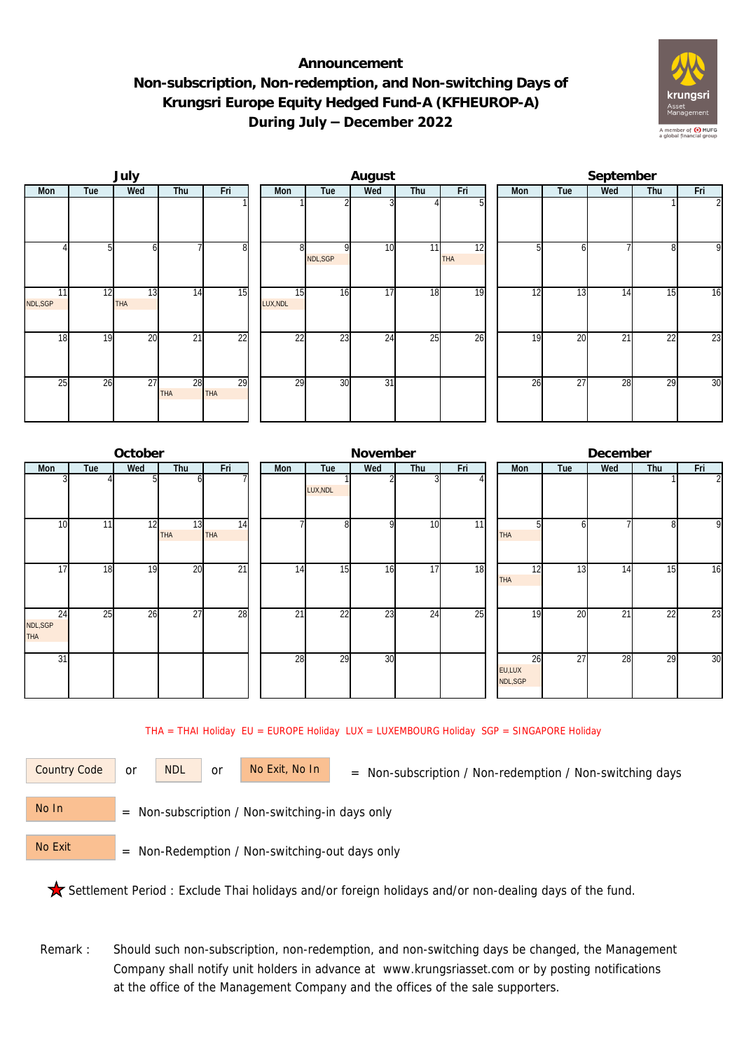# Announcement
## Non-subscription, Non-redemption, and Non-switching Days of Krungsri Europe Equity Hedged Fund-A (KFHEUROP-A) During July – December 2022

### July

| Mon | Tue | Wed | Thu | Fri |
|---|---|---|---|---|
| | | | | 1 |
| 4 | 5 | 6 | 7 | 8 |
| 11 NDL,SGP | 12 | 13 THA | 14 | 15 |
| 18 | 19 | 20 | 21 | 22 |
| 25 | 26 | 27 | 28 THA | 29 THA |

### August

| Mon | Tue | Wed | Thu | Fri |
|---|---|---|---|---|
| 1 | 2 | 3 | 4 | 5 |
| 8 | 9 NDL,SGP | 10 | 11 | 12 THA |
| 15 LUX,NDL | 16 | 17 | 18 | 19 |
| 22 | 23 | 24 | 25 | 26 |
| 29 | 30 | 31 | | |

### September

| Mon | Tue | Wed | Thu | Fri |
|---|---|---|---|---|
| | | | 1 | 2 |
| 5 | 6 | 7 | 8 | 9 |
| 12 | 13 | 14 | 15 | 16 |
| 19 | 20 | 21 | 22 | 23 |
| 26 | 27 | 28 | 29 | 30 |

### October

| Mon | Tue | Wed | Thu | Fri |
|---|---|---|---|---|
| 3 | 4 | 5 | 6 | 7 |
| 10 | 11 | 12 | 13 THA | 14 THA |
| 17 | 18 | 19 | 20 | 21 |
| 24 NDL,SGP THA | 25 | 26 | 27 | 28 |
| 31 | | | | |

### November

| Mon | Tue | Wed | Thu | Fri |
|---|---|---|---|---|
| | 1 LUX,NDL | 2 | 3 | 4 |
| 7 | 8 | 9 | 10 | 11 |
| 14 | 15 | 16 | 17 | 18 |
| 21 | 22 | 23 | 24 | 25 |
| 28 | 29 | 30 | | |

### December

| Mon | Tue | Wed | Thu | Fri |
|---|---|---|---|---|
| | | | 1 | 2 |
| 5 THA | 6 | 7 | 8 | 9 |
| 12 THA | 13 | 14 | 15 | 16 |
| 19 | 20 | 21 | 22 | 23 |
| 26 EU,LUX NDL,SGP | 27 | 28 | 29 | 30 |

THA = THAI Holiday EU = EUROPE Holiday LUX = LUXEMBOURG Holiday SGP = SINGAPORE Holiday

Country Code or NDL or No Exit, No In = Non-subscription / Non-redemption / Non-switching days

No In = Non-subscription / Non-switching-in days only

No Exit = Non-Redemption / Non-switching-out days only

★ Settlement Period : Exclude Thai holidays and/or foreign holidays and/or non-dealing days of the fund.

Remark : Should such non-subscription, non-redemption, and non-switching days be changed, the Management Company shall notify unit holders in advance at www.krungsriasset.com or by posting notifications at the office of the Management Company and the offices of the sale supporters.